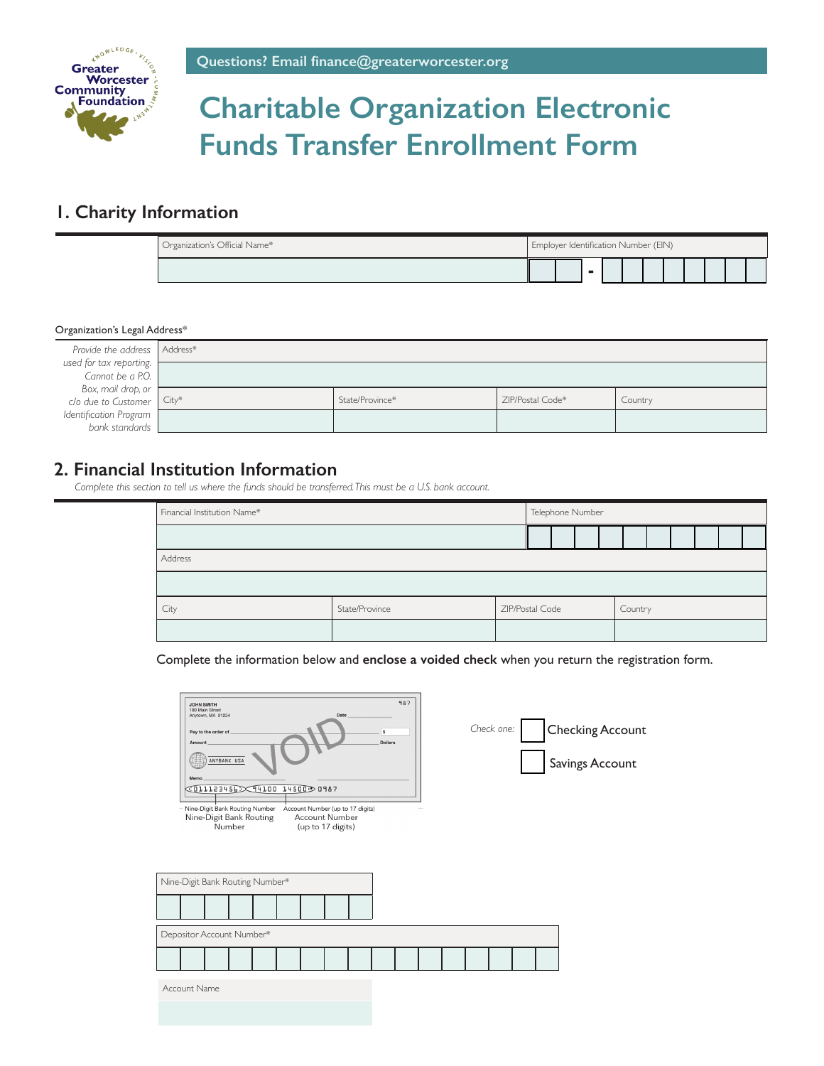Questions? Email finance@greaterworcester.org

# Charitable Organization Electronic Funds Transfer Enrollment Form

## 1. Charity Information

| Organization's Official Name* | Employer Identification Number (EIN) |
|---|---|
| | - |

Organization's Legal Address*

*Provide the address used for tax reporting. Cannot be a P.O. Box, mail drop, or c/o due to Customer Identification Program bank standards*

| Address* | | | |
|---|---|---|---|
| | | | |
| City* | State/Province* | ZIP/Postal Code* | Country |
| | | | |

## 2. Financial Institution Information

*Complete this section to tell us where the funds should be transferred. This must be a U.S. bank account.*

| Financial Institution Name* | Telephone Number |
|---|---|
| | |

| Address | | | |
|---|---|---|---|
| | | | |
| City | State/Province | ZIP/Postal Code | Country |
| | | | |

Complete the information below and **enclose a voided check** when you return the registration form.

Nine-Digit Bank Routing Number

Account Number (up to 17 digits)

Check one:
- ☐ Checking Account
- ☐ Savings Account

| Nine-Digit Bank Routing Number* |
|---|
| |

| Depositor Account Number* |
|---|
| |

| Account Name |
|---|
| |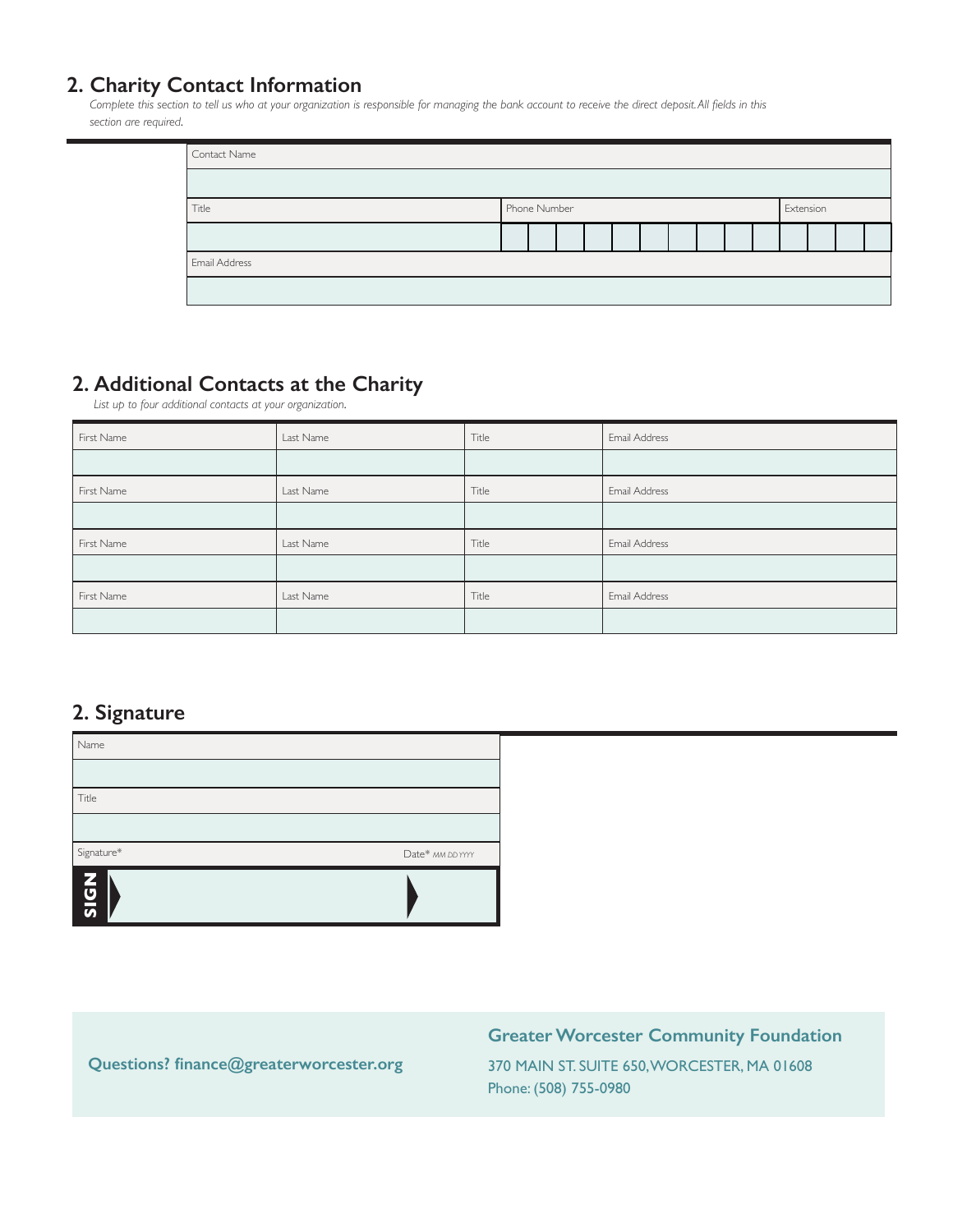## 2. Charity Contact Information

*Complete this section to tell us who at your organization is responsible for managing the bank account to receive the direct deposit. All fields in this section are required.*

| Contact Name | | |
|---|---|---|
| | | |
| Title | Phone Number | Extension |
| | | |
| Email Address | | |
| | | |

## 2. Additional Contacts at the Charity

*List up to four additional contacts at your organization.*

| First Name | Last Name | Title | Email Address |
|---|---|---|---|
| | | | |
| First Name | Last Name | Title | Email Address |
| | | | |
| First Name | Last Name | Title | Email Address |
| | | | |
| First Name | Last Name | Title | Email Address |
| | | | |

## 2. Signature

| Name | |
|---|---|
| | |
| Title | |
| | |
| Signature* | Date* *MM DD YYYY* |
| SIGN | |

**Questions? finance@greaterworcester.org**

**Greater Worcester Community Foundation**

370 MAIN ST. SUITE 650, WORCESTER, MA 01608
Phone: (508) 755-0980